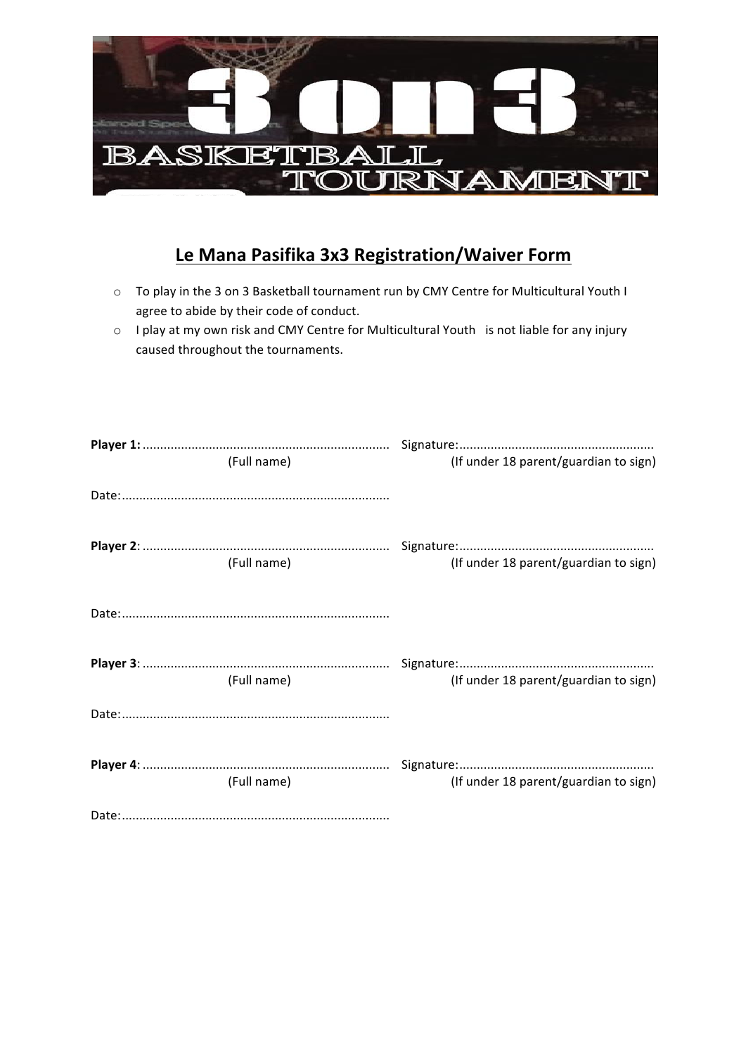3 on 3

BASKETBALL TOURNAMENT

## Le Mana Pasifika 3x3 Registration/Waiver Form

- To play in the 3 on 3 Basketball tournament run by CMY Centre for Multicultural Youth I agree to abide by their code of conduct.
- I play at my own risk and CMY Centre for Multicultural Youth is not liable for any injury caused throughout the tournaments.

**Player 1:** ...................................................................... Signature:.......................................................
(Full name) (If under 18 parent/guardian to sign)

Date:............................................................................

**Player 2**: ...................................................................... Signature:.......................................................
(Full name) (If under 18 parent/guardian to sign)

Date:............................................................................

**Player 3**: ...................................................................... Signature:.......................................................
(Full name) (If under 18 parent/guardian to sign)

Date:............................................................................

**Player 4**: ...................................................................... Signature:.......................................................
(Full name) (If under 18 parent/guardian to sign)

Date:............................................................................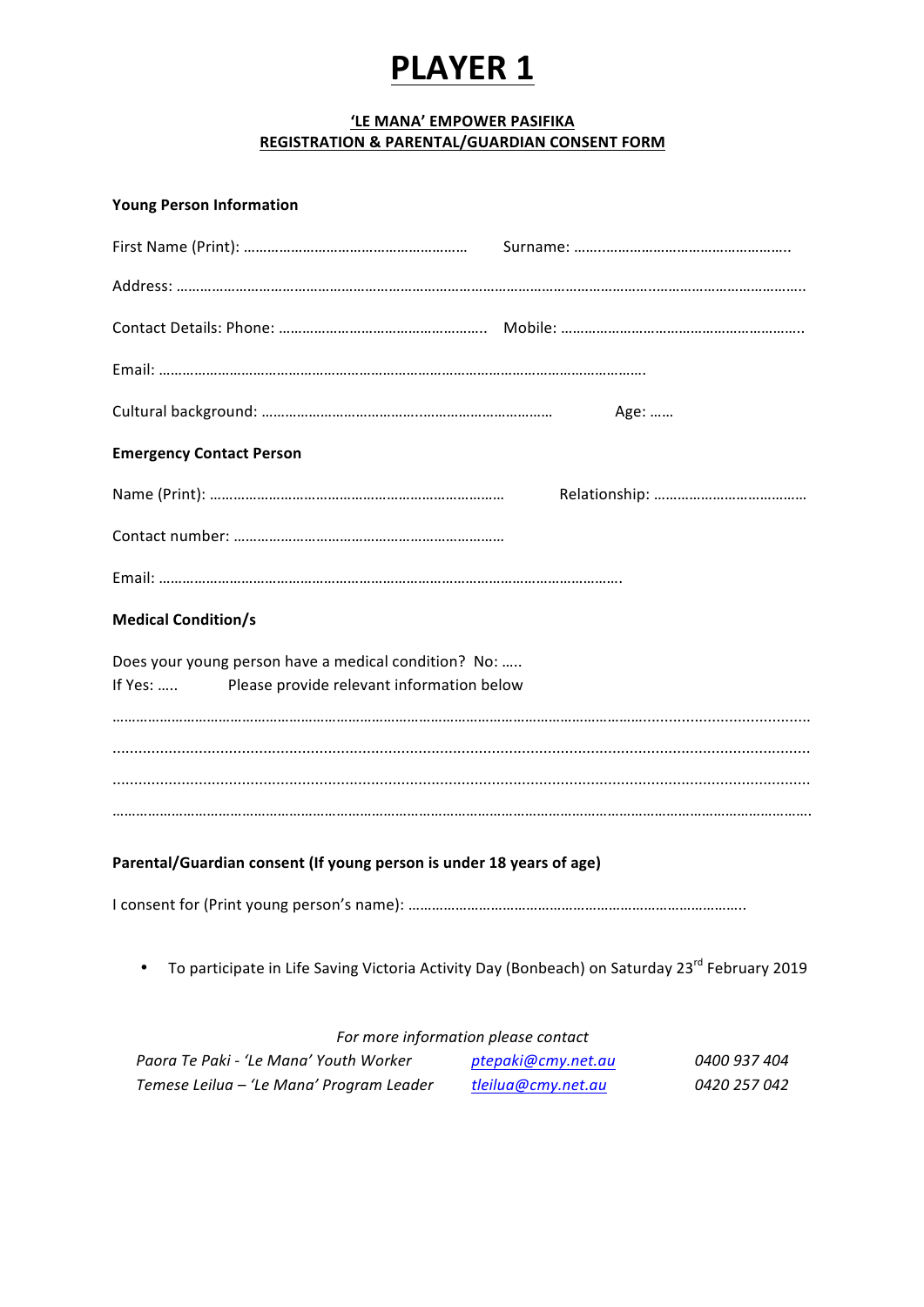# PLAYER 1

**'LE MANA' EMPOWER PASIFIKA**
**REGISTRATION & PARENTAL/GUARDIAN CONSENT FORM**

**Young Person Information**

First Name (Print): ………………………………………………… Surname: ……..…………………………………………..

Address: ……………………………………………………………………………………………………..………………………………..

Contact Details: Phone: …………………………………………….. Mobile: ……………………………………………………..

Email: ………………………………………………………………………………………………………………….

Cultural background: ………………………………….……………………………… Age: ……

**Emergency Contact Person**

Name (Print): ………………………………………………………………… Relationship: …………………………………

Contact number: ……………………………………………………………

Email: ……………………………………………………………………………………………………….

**Medical Condition/s**

Does your young person have a medical condition? No: …..
If Yes: ….. Please provide relevant information below

…………………………………………………………………………………………………………………………………………………

…………………………………………………………………………………………………………………………………………………

…………………………………………………………………………………………………………………………………………………

…………………………………………………………………………………………………………………………………………………

**Parental/Guardian consent (If young person is under 18 years of age)**

I consent for (Print young person's name): …………………………………………………………………………..

- To participate in Life Saving Victoria Activity Day (Bonbeach) on Saturday 23rd February 2019

*For more information please contact*

| | | |
|---|---|---|
| *Paora Te Paki - 'Le Mana' Youth Worker* | *ptepaki@cmy.net.au* | *0400 937 404* |
| *Temese Leilua – 'Le Mana' Program Leader* | *tleilua@cmy.net.au* | *0420 257 042* |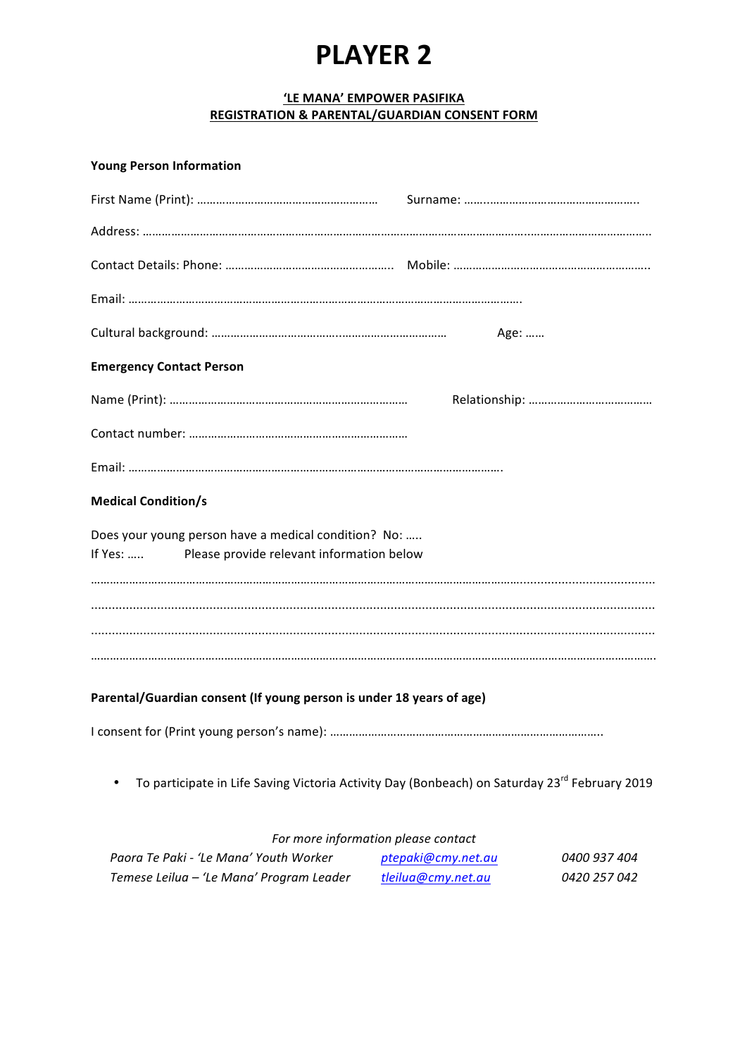# PLAYER 2

**'LE MANA' EMPOWER PASIFIKA**
**REGISTRATION & PARENTAL/GUARDIAN CONSENT FORM**

**Young Person Information**

First Name (Print): ………………………………………………… Surname: ……..…………………………………………..

Address: ……………………………………………………………………………………………………..………………………………..

Contact Details: Phone: …………………………………………….. Mobile: ……………………………………………………..

Email: ……………………………………………………………………………………………………………….

Cultural background: ………………………………...…………………………… Age: ……

**Emergency Contact Person**

Name (Print): ………………………………………………………………… Relationship: …………………………………

Contact number: ……………………………………………………………

Email: ……………………………………………………………………………………………………….

**Medical Condition/s**

Does your young person have a medical condition? No: …..
If Yes: ….. Please provide relevant information below

……………………………………………………………………………………………………………………………………………………

……………………………………………………………………………………………………………………………………………………

……………………………………………………………………………………………………………………………………………………

……………………………………………………………………………………………………………………………………………………

**Parental/Guardian consent (If young person is under 18 years of age)**

I consent for (Print young person's name): …………………………………………………………………………..

- To participate in Life Saving Victoria Activity Day (Bonbeach) on Saturday 23rd February 2019

*For more information please contact*

*Paora Te Paki - 'Le Mana' Youth Worker* [ptepaki@cmy.net.au](mailto:ptepaki@cmy.net.au) *0400 937 404*
*Temese Leilua – 'Le Mana' Program Leader* [tleilua@cmy.net.au](mailto:tleilua@cmy.net.au) *0420 257 042*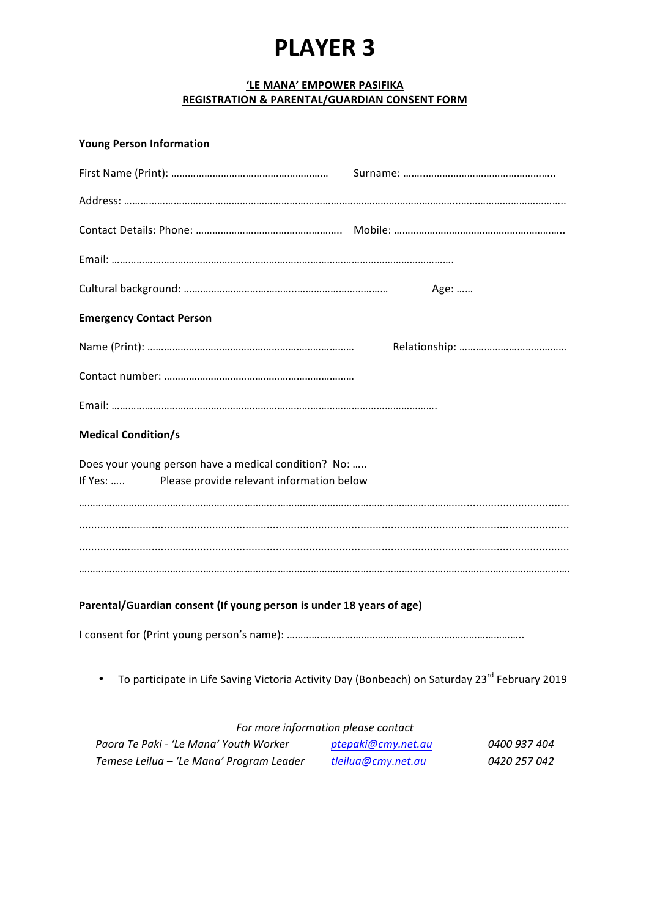# PLAYER 3

**'LE MANA' EMPOWER PASIFIKA**
**REGISTRATION & PARENTAL/GUARDIAN CONSENT FORM**

**Young Person Information**

First Name (Print): ………………………………………………… Surname: ……..…………………………………………..

Address: ……………………………………………………………………………………………………..……………………………..

Contact Details: Phone: …………………………………………….. Mobile: …………………………………………………..

Email: ……………………………………………………………………………………………………………….

Cultural background: …………………………………...…………………………… Age: ……

**Emergency Contact Person**

Name (Print): ………………………………………………………………… Relationship: …………………………………

Contact number: ……………………………………………………………

Email: …………………………………………………………………………………………………………….

**Medical Condition/s**

Does your young person have a medical condition? No: …..
If Yes: ….. Please provide relevant information below

……………………………………………………………………………………………………………………………………………………

……………………………………………………………………………………………………………………………………………………

……………………………………………………………………………………………………………………………………………………

……………………………………………………………………………………………………………………………………………………

**Parental/Guardian consent (If young person is under 18 years of age)**

I consent for (Print young person's name): …………………………………………………………………………..

- To participate in Life Saving Victoria Activity Day (Bonbeach) on Saturday 23rd February 2019

*For more information please contact*

| | | |
|---|---|---|
| *Paora Te Paki - 'Le Mana' Youth Worker* | *ptepaki@cmy.net.au* | *0400 937 404* |
| *Temese Leilua – 'Le Mana' Program Leader* | *tleilua@cmy.net.au* | *0420 257 042* |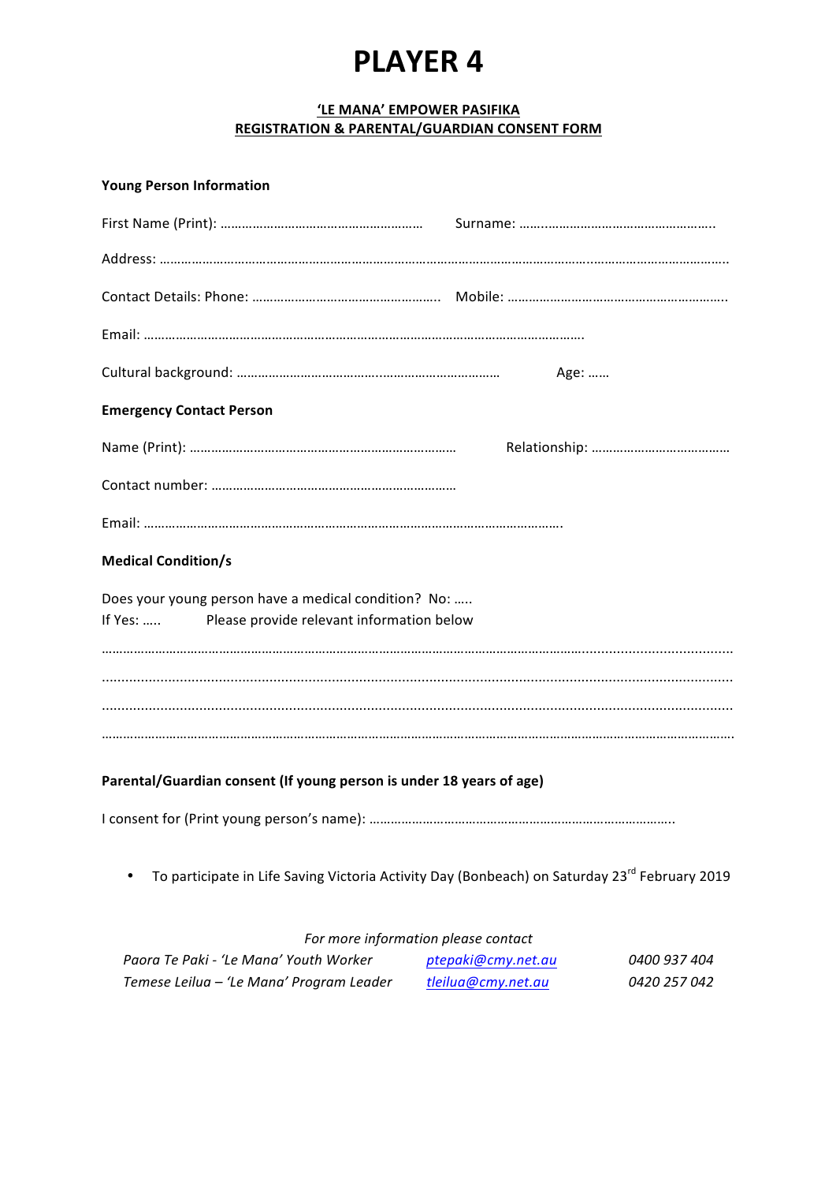# PLAYER 4

**'LE MANA' EMPOWER PASIFIKA**
**REGISTRATION & PARENTAL/GUARDIAN CONSENT FORM**

**Young Person Information**

First Name (Print): ……………………………………………… Surname: ……..…………………………………….

Address: ……………………………………………………………………………………………..………………………….

Contact Details: Phone: …………………………………………….. Mobile: …………………………………………………..

Email: ……………………………………………………………………………………………………….

Cultural background: …………………………………..…………………………… Age: ……

**Emergency Contact Person**

Name (Print): ………………………………………………………………… Relationship: …………………………………

Contact number: ……………………………………………………………

Email: …………………………………………………………………………………………………….

**Medical Condition/s**

Does your young person have a medical condition? No: …..
If Yes: ….. Please provide relevant information below

……………………………………………………………………………………………………………………………………………

……………………………………………………………………………………………………………………………………………

……………………………………………………………………………………………………………………………………………

……………………………………………………………………………………………………………………………………………

**Parental/Guardian consent (If young person is under 18 years of age)**

I consent for (Print young person's name): ………………………………………………………………………….

- To participate in Life Saving Victoria Activity Day (Bonbeach) on Saturday 23rd February 2019

*For more information please contact*

*Paora Te Paki - 'Le Mana' Youth Worker* *ptepaki@cmy.net.au* *0400 937 404*
*Temese Leilua – 'Le Mana' Program Leader* *tleilua@cmy.net.au* *0420 257 042*